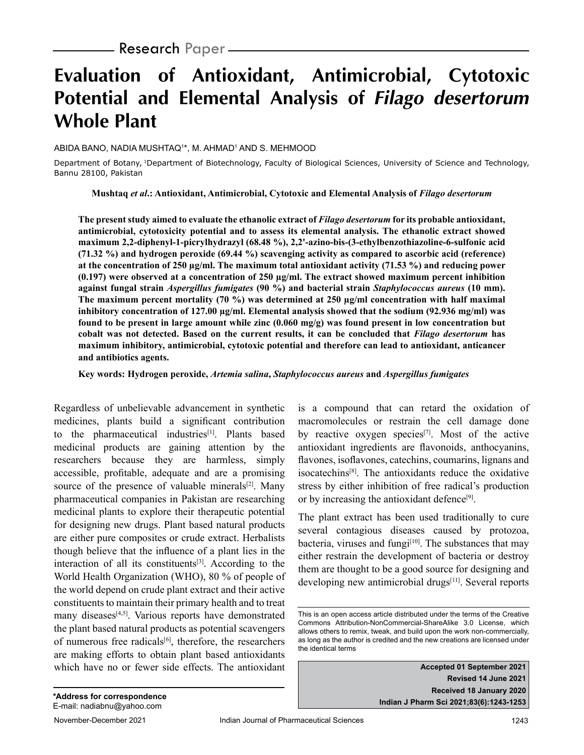Research Paper

# Evaluation of Antioxidant, Antimicrobial, Cytotoxic Potential and Elemental Analysis of *Filago desertorum* Whole Plant

ABIDA BANO, NADIA MUSHTAQ[1]*, M. AHMAD[1] AND S. MEHMOOD

Department of Botany, [1]Department of Biotechnology, Faculty of Biological Sciences, University of Science and Technology, Bannu 28100, Pakistan

**Mushtaq *et al*.: Antioxidant, Antimicrobial, Cytotoxic and Elemental Analysis of *Filago desertorum***

**The present study aimed to evaluate the ethanolic extract of *Filago desertorum* for its probable antioxidant, antimicrobial, cytotoxicity potential and to assess its elemental analysis. The ethanolic extract showed maximum 2,2-diphenyl-1-picrylhydrazyl (68.48 %), 2,2'-azino-bis-(3-ethylbenzothiazoline-6-sulfonic acid (71.32 %) and hydrogen peroxide (69.44 %) scavenging activity as compared to ascorbic acid (reference) at the concentration of 250 µg/ml. The maximum total antioxidant activity (71.53 %) and reducing power (0.197) were observed at a concentration of 250 µg/ml. The extract showed maximum percent inhibition against fungal strain *Aspergillus fumigates* (90 %) and bacterial strain *Staphylococcus aureus* (10 mm). The maximum percent mortality (70 %) was determined at 250 µg/ml concentration with half maximal inhibitory concentration of 127.00 µg/ml. Elemental analysis showed that the sodium (92.936 mg/ml) was found to be present in large amount while zinc (0.060 mg/g) was found present in low concentration but cobalt was not detected. Based on the current results, it can be concluded that *Filago desertorum* has maximum inhibitory, antimicrobial, cytotoxic potential and therefore can lead to antioxidant, anticancer and antibiotics agents.**

**Key words: Hydrogen peroxide, *Artemia salina*, *Staphylococcus aureus* and *Aspergillus fumigates***

Regardless of unbelievable advancement in synthetic medicines, plants build a significant contribution to the pharmaceutical industries[1]. Plants based medicinal products are gaining attention by the researchers because they are harmless, simply accessible, profitable, adequate and are a promising source of the presence of valuable minerals[2]. Many pharmaceutical companies in Pakistan are researching medicinal plants to explore their therapeutic potential for designing new drugs. Plant based natural products are either pure composites or crude extract. Herbalists though believe that the influence of a plant lies in the interaction of all its constituents[3]. According to the World Health Organization (WHO), 80 % of people of the world depend on crude plant extract and their active constituents to maintain their primary health and to treat many diseases[4,5]. Various reports have demonstrated the plant based natural products as potential scavengers of numerous free radicals[6], therefore, the researchers are making efforts to obtain plant based antioxidants which have no or fewer side effects. The antioxidant is a compound that can retard the oxidation of macromolecules or restrain the cell damage done by reactive oxygen species[7]. Most of the active antioxidant ingredients are flavonoids, anthocyanins, flavones, isoflavones, catechins, coumarins, lignans and isocatechins[8]. The antioxidants reduce the oxidative stress by either inhibition of free radical's production or by increasing the antioxidant defence[9].

The plant extract has been used traditionally to cure several contagious diseases caused by protozoa, bacteria, viruses and fungi[10]. The substances that may either restrain the development of bacteria or destroy them are thought to be a good source for designing and developing new antimicrobial drugs[11]. Several reports

This is an open access article distributed under the terms of the Creative Commons Attribution-NonCommercial-ShareAlike 3.0 License, which allows others to remix, tweak, and build upon the work non-commercially, as long as the author is credited and the new creations are licensed under the identical terms

**Accepted 01 September 2021**
**Revised 14 June 2021**
**Received 18 January 2020**
**Indian J Pharm Sci 2021;83(6):1243-1253**

**\*Address for correspondence**
E-mail: nadiabnu@yahoo.com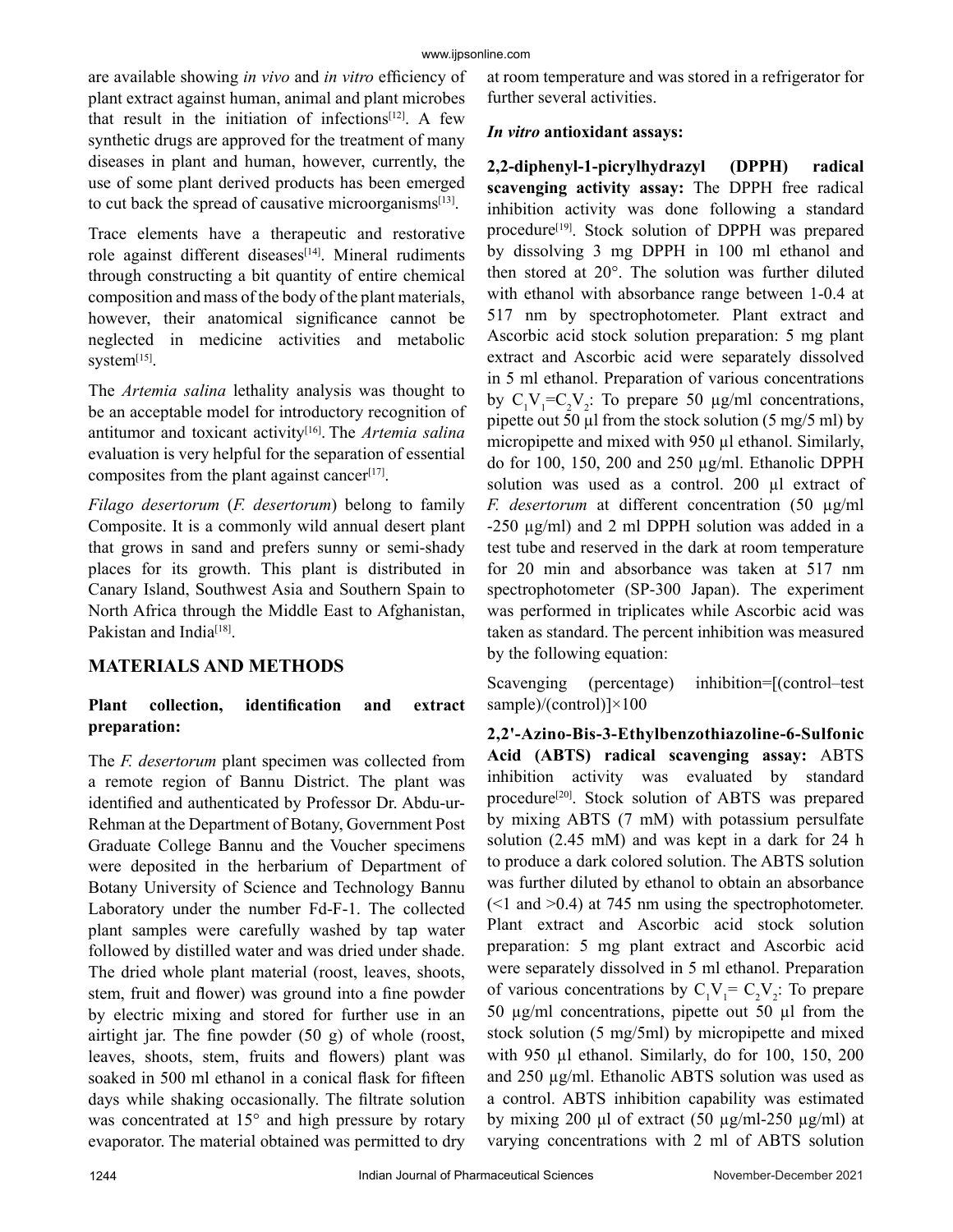are available showing *in vivo* and *in vitro* efficiency of plant extract against human, animal and plant microbes that result in the initiation of infections[12]. A few synthetic drugs are approved for the treatment of many diseases in plant and human, however, currently, the use of some plant derived products has been emerged to cut back the spread of causative microorganisms[13].

Trace elements have a therapeutic and restorative role against different diseases[14]. Mineral rudiments through constructing a bit quantity of entire chemical composition and mass of the body of the plant materials, however, their anatomical significance cannot be neglected in medicine activities and metabolic system[15].

The *Artemia salina* lethality analysis was thought to be an acceptable model for introductory recognition of antitumor and toxicant activity[16]. The *Artemia salina* evaluation is very helpful for the separation of essential composites from the plant against cancer[17].

*Filago desertorum* (*F. desertorum*) belong to family Composite. It is a commonly wild annual desert plant that grows in sand and prefers sunny or semi-shady places for its growth. This plant is distributed in Canary Island, Southwest Asia and Southern Spain to North Africa through the Middle East to Afghanistan, Pakistan and India[18].

## MATERIALS AND METHODS

### Plant collection, identification and extract preparation:

The *F. desertorum* plant specimen was collected from a remote region of Bannu District. The plant was identified and authenticated by Professor Dr. Abdu-ur-Rehman at the Department of Botany, Government Post Graduate College Bannu and the Voucher specimens were deposited in the herbarium of Department of Botany University of Science and Technology Bannu Laboratory under the number Fd-F-1. The collected plant samples were carefully washed by tap water followed by distilled water and was dried under shade. The dried whole plant material (roost, leaves, shoots, stem, fruit and flower) was ground into a fine powder by electric mixing and stored for further use in an airtight jar. The fine powder (50 g) of whole (roost, leaves, shoots, stem, fruits and flowers) plant was soaked in 500 ml ethanol in a conical flask for fifteen days while shaking occasionally. The filtrate solution was concentrated at 15° and high pressure by rotary evaporator. The material obtained was permitted to dry at room temperature and was stored in a refrigerator for further several activities.

### *In vitro* antioxidant assays:

**2,2-diphenyl-1-picrylhydrazyl (DPPH) radical scavenging activity assay:** The DPPH free radical inhibition activity was done following a standard procedure[19]. Stock solution of DPPH was prepared by dissolving 3 mg DPPH in 100 ml ethanol and then stored at 20°. The solution was further diluted with ethanol with absorbance range between 1-0.4 at 517 nm by spectrophotometer. Plant extract and Ascorbic acid stock solution preparation: 5 mg plant extract and Ascorbic acid were separately dissolved in 5 ml ethanol. Preparation of various concentrations by $C_1V_1=C_2V_2$: To prepare 50 µg/ml concentrations, pipette out 50 µl from the stock solution (5 mg/5 ml) by micropipette and mixed with 950 µl ethanol. Similarly, do for 100, 150, 200 and 250 µg/ml. Ethanolic DPPH solution was used as a control. 200 µl extract of *F. desertorum* at different concentration (50 µg/ml -250 µg/ml) and 2 ml DPPH solution was added in a test tube and reserved in the dark at room temperature for 20 min and absorbance was taken at 517 nm spectrophotometer (SP-300 Japan). The experiment was performed in triplicates while Ascorbic acid was taken as standard. The percent inhibition was measured by the following equation:

Scavenging (percentage) inhibition=[(control–test sample)/(control)]×100

**2,2'-Azino-Bis-3-Ethylbenzothiazoline-6-Sulfonic Acid (ABTS) radical scavenging assay:** ABTS inhibition activity was evaluated by standard procedure[20]. Stock solution of ABTS was prepared by mixing ABTS (7 mM) with potassium persulfate solution (2.45 mM) and was kept in a dark for 24 h to produce a dark colored solution. The ABTS solution was further diluted by ethanol to obtain an absorbance (<1 and >0.4) at 745 nm using the spectrophotometer. Plant extract and Ascorbic acid stock solution preparation: 5 mg plant extract and Ascorbic acid were separately dissolved in 5 ml ethanol. Preparation of various concentrations by $C_1V_1= C_2V_2$: To prepare 50 µg/ml concentrations, pipette out 50 µl from the stock solution (5 mg/5ml) by micropipette and mixed with 950 µl ethanol. Similarly, do for 100, 150, 200 and 250 µg/ml. Ethanolic ABTS solution was used as a control. ABTS inhibition capability was estimated by mixing 200 µl of extract (50 µg/ml-250 µg/ml) at varying concentrations with 2 ml of ABTS solution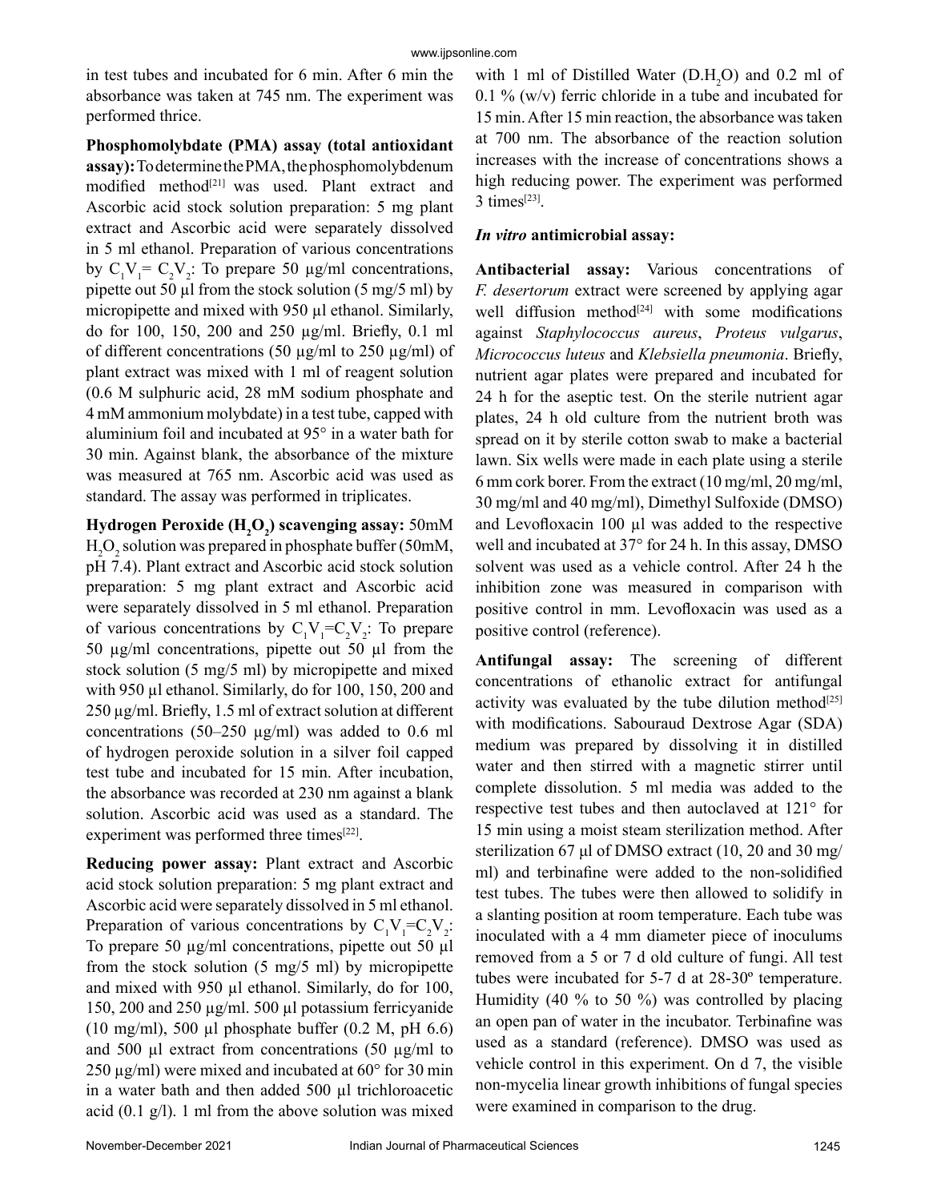in test tubes and incubated for 6 min. After 6 min the absorbance was taken at 745 nm. The experiment was performed thrice.

**Phosphomolybdate (PMA) assay (total antioxidant assay):** To determine the PMA, the phosphomolybdenum modified method[21] was used. Plant extract and Ascorbic acid stock solution preparation: 5 mg plant extract and Ascorbic acid were separately dissolved in 5 ml ethanol. Preparation of various concentrations by $C_1V_1 = C_2V_2$: To prepare 50 µg/ml concentrations, pipette out 50 µl from the stock solution (5 mg/5 ml) by micropipette and mixed with 950 µl ethanol. Similarly, do for 100, 150, 200 and 250 µg/ml. Briefly, 0.1 ml of different concentrations (50 µg/ml to 250 µg/ml) of plant extract was mixed with 1 ml of reagent solution (0.6 M sulphuric acid, 28 mM sodium phosphate and 4 mM ammonium molybdate) in a test tube, capped with aluminium foil and incubated at 95° in a water bath for 30 min. Against blank, the absorbance of the mixture was measured at 765 nm. Ascorbic acid was used as standard. The assay was performed in triplicates.

**Hydrogen Peroxide ($H_2O_2$) scavenging assay:** 50mM $H_2O_2$ solution was prepared in phosphate buffer (50mM, pH 7.4). Plant extract and Ascorbic acid stock solution preparation: 5 mg plant extract and Ascorbic acid were separately dissolved in 5 ml ethanol. Preparation of various concentrations by $C_1V_1=C_2V_2$: To prepare 50 µg/ml concentrations, pipette out 50 µl from the stock solution (5 mg/5 ml) by micropipette and mixed with 950 µl ethanol. Similarly, do for 100, 150, 200 and 250 µg/ml. Briefly, 1.5 ml of extract solution at different concentrations (50–250 µg/ml) was added to 0.6 ml of hydrogen peroxide solution in a silver foil capped test tube and incubated for 15 min. After incubation, the absorbance was recorded at 230 nm against a blank solution. Ascorbic acid was used as a standard. The experiment was performed three times[22].

**Reducing power assay:** Plant extract and Ascorbic acid stock solution preparation: 5 mg plant extract and Ascorbic acid were separately dissolved in 5 ml ethanol. Preparation of various concentrations by $C_1V_1=C_2V_2$: To prepare 50 µg/ml concentrations, pipette out 50 µl from the stock solution (5 mg/5 ml) by micropipette and mixed with 950 µl ethanol. Similarly, do for 100, 150, 200 and 250 µg/ml. 500 µl potassium ferricyanide (10 mg/ml), 500 µl phosphate buffer (0.2 M, pH 6.6) and 500 µl extract from concentrations (50 µg/ml to 250 µg/ml) were mixed and incubated at 60° for 30 min in a water bath and then added 500 µl trichloroacetic acid (0.1 g/l). 1 ml from the above solution was mixed with 1 ml of Distilled Water (D.$H_2O$) and 0.2 ml of 0.1 % (w/v) ferric chloride in a tube and incubated for 15 min. After 15 min reaction, the absorbance was taken at 700 nm. The absorbance of the reaction solution increases with the increase of concentrations shows a high reducing power. The experiment was performed 3 times[23].

## *In vitro* antimicrobial assay:

**Antibacterial assay:** Various concentrations of *F. desertorum* extract were screened by applying agar well diffusion method[24] with some modifications against *Staphylococcus aureus*, *Proteus vulgarus*, *Micrococcus luteus* and *Klebsiella pneumonia*. Briefly, nutrient agar plates were prepared and incubated for 24 h for the aseptic test. On the sterile nutrient agar plates, 24 h old culture from the nutrient broth was spread on it by sterile cotton swab to make a bacterial lawn. Six wells were made in each plate using a sterile 6 mm cork borer. From the extract (10 mg/ml, 20 mg/ml, 30 mg/ml and 40 mg/ml), Dimethyl Sulfoxide (DMSO) and Levofloxacin 100 µl was added to the respective well and incubated at 37° for 24 h. In this assay, DMSO solvent was used as a vehicle control. After 24 h the inhibition zone was measured in comparison with positive control in mm. Levofloxacin was used as a positive control (reference).

**Antifungal assay:** The screening of different concentrations of ethanolic extract for antifungal activity was evaluated by the tube dilution method[25] with modifications. Sabouraud Dextrose Agar (SDA) medium was prepared by dissolving it in distilled water and then stirred with a magnetic stirrer until complete dissolution. 5 ml media was added to the respective test tubes and then autoclaved at 121° for 15 min using a moist steam sterilization method. After sterilization 67 µl of DMSO extract (10, 20 and 30 mg/ml) and terbinafine were added to the non-solidified test tubes. The tubes were then allowed to solidify in a slanting position at room temperature. Each tube was inoculated with a 4 mm diameter piece of inoculums removed from a 5 or 7 d old culture of fungi. All test tubes were incubated for 5-7 d at 28-30º temperature. Humidity (40 % to 50 %) was controlled by placing an open pan of water in the incubator. Terbinafine was used as a standard (reference). DMSO was used as vehicle control in this experiment. On d 7, the visible non-mycelia linear growth inhibitions of fungal species were examined in comparison to the drug.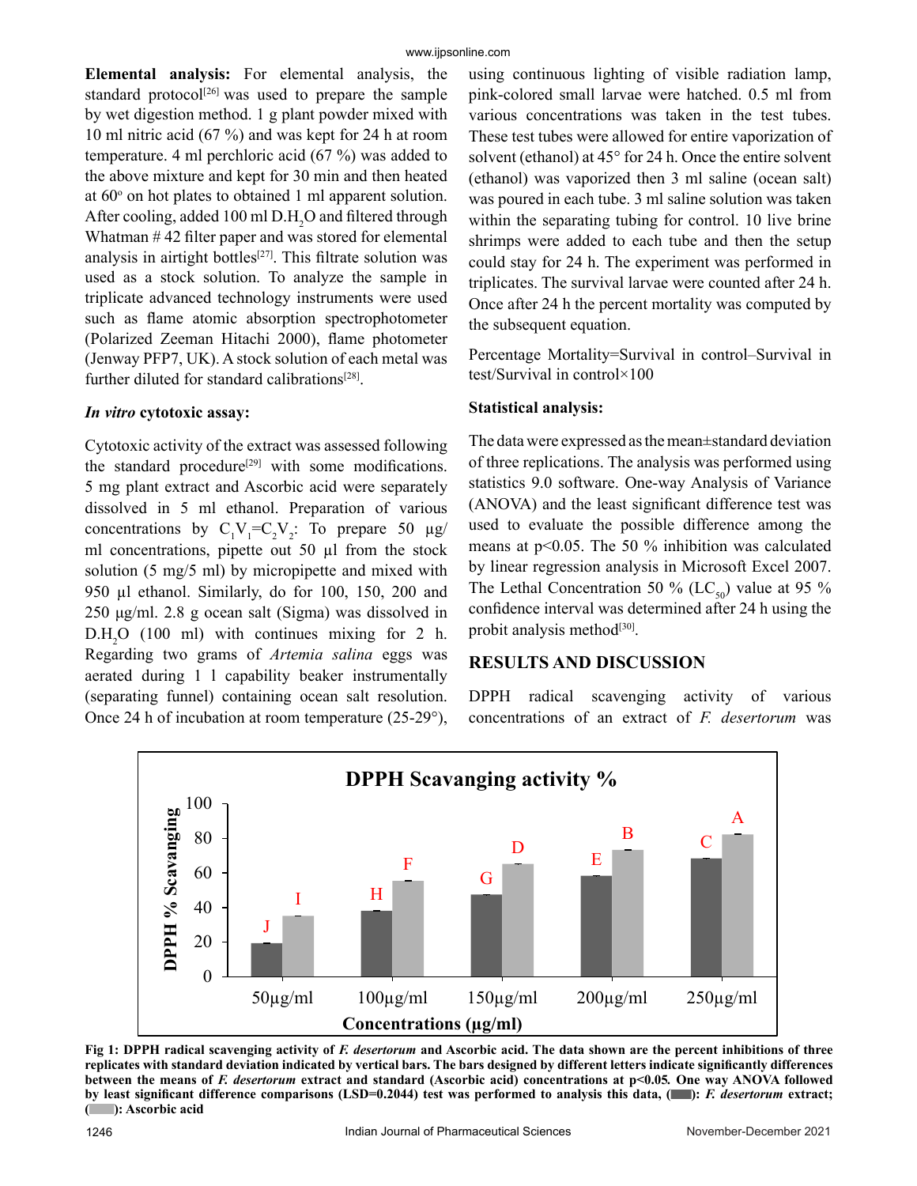**Elemental analysis:** For elemental analysis, the standard protocol[26] was used to prepare the sample by wet digestion method. 1 g plant powder mixed with 10 ml nitric acid (67 %) and was kept for 24 h at room temperature. 4 ml perchloric acid (67 %) was added to the above mixture and kept for 30 min and then heated at 60° on hot plates to obtained 1 ml apparent solution. After cooling, added 100 ml D.$H_2O$ and filtered through Whatman # 42 filter paper and was stored for elemental analysis in airtight bottles[27]. This filtrate solution was used as a stock solution. To analyze the sample in triplicate advanced technology instruments were used such as flame atomic absorption spectrophotometer (Polarized Zeeman Hitachi 2000), flame photometer (Jenway PFP7, UK). A stock solution of each metal was further diluted for standard calibrations[28].

***In vitro* cytotoxic assay:**

Cytotoxic activity of the extract was assessed following the standard procedure[29] with some modifications. 5 mg plant extract and Ascorbic acid were separately dissolved in 5 ml ethanol. Preparation of various concentrations by $C_1V_1=C_2V_2$: To prepare 50 µg/ml concentrations, pipette out 50 µl from the stock solution (5 mg/5 ml) by micropipette and mixed with 950 µl ethanol. Similarly, do for 100, 150, 200 and 250 µg/ml. 2.8 g ocean salt (Sigma) was dissolved in D.$H_2O$ (100 ml) with continues mixing for 2 h. Regarding two grams of *Artemia salina* eggs was aerated during 1 l capability beaker instrumentally (separating funnel) containing ocean salt resolution. Once 24 h of incubation at room temperature (25-29°), using continuous lighting of visible radiation lamp, pink-colored small larvae were hatched. 0.5 ml from various concentrations was taken in the test tubes. These test tubes were allowed for entire vaporization of solvent (ethanol) at 45° for 24 h. Once the entire solvent (ethanol) was vaporized then 3 ml saline (ocean salt) was poured in each tube. 3 ml saline solution was taken within the separating tubing for control. 10 live brine shrimps were added to each tube and then the setup could stay for 24 h. The experiment was performed in triplicates. The survival larvae were counted after 24 h. Once after 24 h the percent mortality was computed by the subsequent equation.

Percentage Mortality=Survival in control–Survival in test/Survival in control×100

**Statistical analysis:**

The data were expressed as the mean±standard deviation of three replications. The analysis was performed using statistics 9.0 software. One-way Analysis of Variance (ANOVA) and the least significant difference test was used to evaluate the possible difference among the means at $p<0.05$. The 50 % inhibition was calculated by linear regression analysis in Microsoft Excel 2007. The Lethal Concentration 50 % ($LC_{50}$) value at 95 % confidence interval was determined after 24 h using the probit analysis method[30].

## RESULTS AND DISCUSSION

DPPH radical scavenging activity of various concentrations of an extract of *F. desertorum* was

**Fig 1: DPPH radical scavenging activity of *F. desertorum* and Ascorbic acid. The data shown are the percent inhibitions of three replicates with standard deviation indicated by vertical bars. The bars designed by different letters indicate significantly differences between the means of *F. desertorum* extract and standard (Ascorbic acid) concentrations at p<0.05. One way ANOVA followed by least significant difference comparisons (LSD=0.2044) test was performed to analysis this data, (■): *F. desertorum* extract; (■): Ascorbic acid**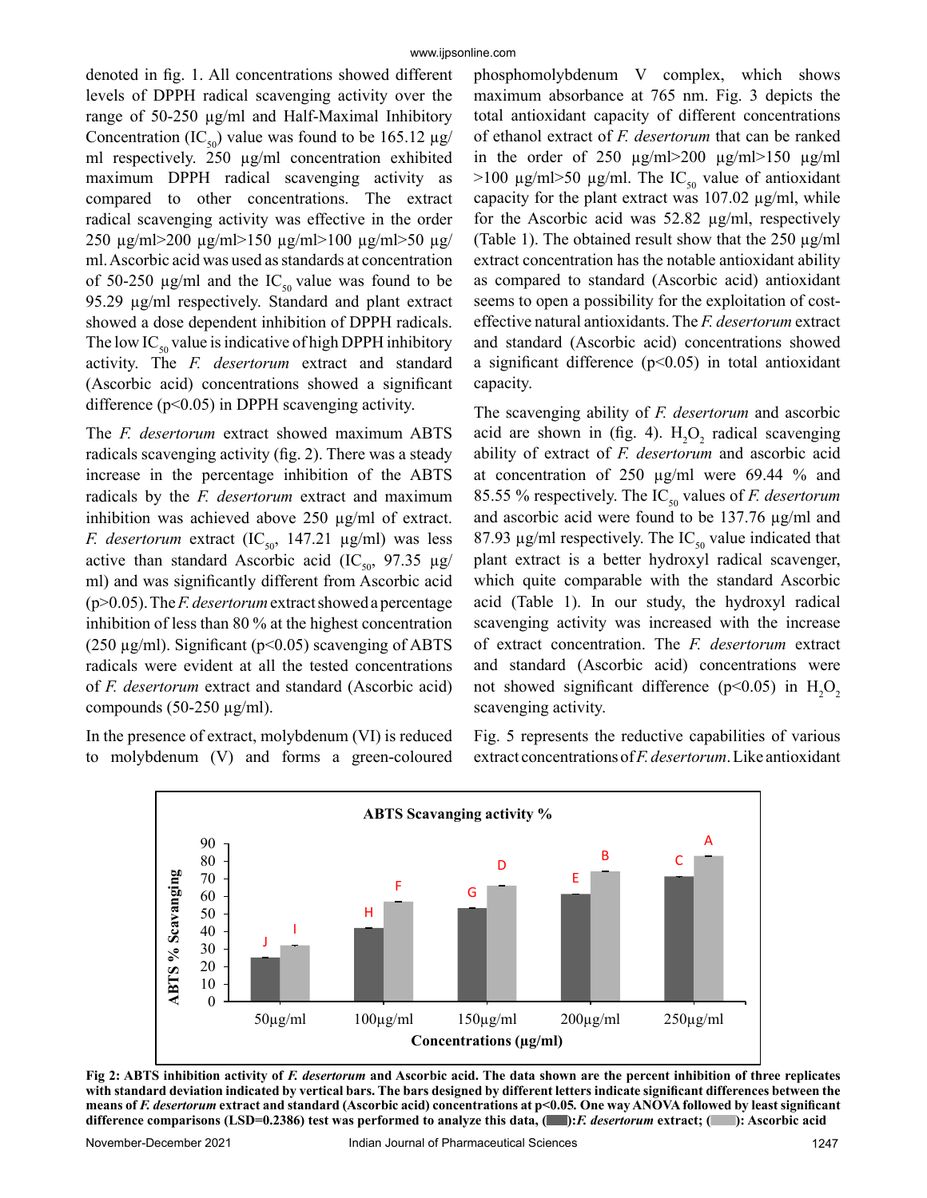denoted in fig. 1. All concentrations showed different levels of DPPH radical scavenging activity over the range of 50-250 µg/ml and Half-Maximal Inhibitory Concentration ($IC_{50}$) value was found to be 165.12 µg/ml respectively. 250 µg/ml concentration exhibited maximum DPPH radical scavenging activity as compared to other concentrations. The extract radical scavenging activity was effective in the order 250 µg/ml>200 µg/ml>150 µg/ml>100 µg/ml>50 µg/ml. Ascorbic acid was used as standards at concentration of 50-250 µg/ml and the $IC_{50}$ value was found to be 95.29 µg/ml respectively. Standard and plant extract showed a dose dependent inhibition of DPPH radicals. The low $IC_{50}$ value is indicative of high DPPH inhibitory activity. The *F. desertorum* extract and standard (Ascorbic acid) concentrations showed a significant difference ($p<0.05$) in DPPH scavenging activity.

The *F. desertorum* extract showed maximum ABTS radicals scavenging activity (fig. 2). There was a steady increase in the percentage inhibition of the ABTS radicals by the *F. desertorum* extract and maximum inhibition was achieved above 250 µg/ml of extract. *F. desertorum* extract ($IC_{50}$, 147.21 µg/ml) was less active than standard Ascorbic acid ($IC_{50}$, 97.35 µg/ml) and was significantly different from Ascorbic acid ($p>0.05$). The *F. desertorum* extract showed a percentage inhibition of less than 80 % at the highest concentration (250 µg/ml). Significant ($p<0.05$) scavenging of ABTS radicals were evident at all the tested concentrations of *F. desertorum* extract and standard (Ascorbic acid) compounds (50-250 µg/ml).

In the presence of extract, molybdenum (VI) is reduced to molybdenum (V) and forms a green-coloured phosphomolybdenum V complex, which shows maximum absorbance at 765 nm. Fig. 3 depicts the total antioxidant capacity of different concentrations of ethanol extract of *F. desertorum* that can be ranked in the order of 250 µg/ml>200 µg/ml>150 µg/ml >100 µg/ml>50 µg/ml. The $IC_{50}$ value of antioxidant capacity for the plant extract was 107.02 µg/ml, while for the Ascorbic acid was 52.82 µg/ml, respectively (Table 1). The obtained result show that the 250 µg/ml extract concentration has the notable antioxidant ability as compared to standard (Ascorbic acid) antioxidant seems to open a possibility for the exploitation of cost-effective natural antioxidants. The *F. desertorum* extract and standard (Ascorbic acid) concentrations showed a significant difference ($p<0.05$) in total antioxidant capacity.

The scavenging ability of *F. desertorum* and ascorbic acid are shown in (fig. 4). $H_2O_2$ radical scavenging ability of extract of *F. desertorum* and ascorbic acid at concentration of 250 µg/ml were 69.44 % and 85.55 % respectively. The $IC_{50}$ values of *F. desertorum* and ascorbic acid were found to be 137.76 µg/ml and 87.93 µg/ml respectively. The $IC_{50}$ value indicated that plant extract is a better hydroxyl radical scavenger, which quite comparable with the standard Ascorbic acid (Table 1). In our study, the hydroxyl radical scavenging activity was increased with the increase of extract concentration. The *F. desertorum* extract and standard (Ascorbic acid) concentrations were not showed significant difference ($p<0.05$) in $H_2O_2$ scavenging activity.

Fig. 5 represents the reductive capabilities of various extract concentrations of *F. desertorum*. Like antioxidant

**Fig 2: ABTS inhibition activity of *F. desertorum* and Ascorbic acid. The data shown are the percent inhibition of three replicates with standard deviation indicated by vertical bars. The bars designed by different letters indicate significant differences between the means of *F. desertorum* extract and standard (Ascorbic acid) concentrations at $p<0.05$. One way ANOVA followed by least significant difference comparisons (LSD=0.2386) test was performed to analyze this data, (■):*F. desertorum* extract; (■): Ascorbic acid**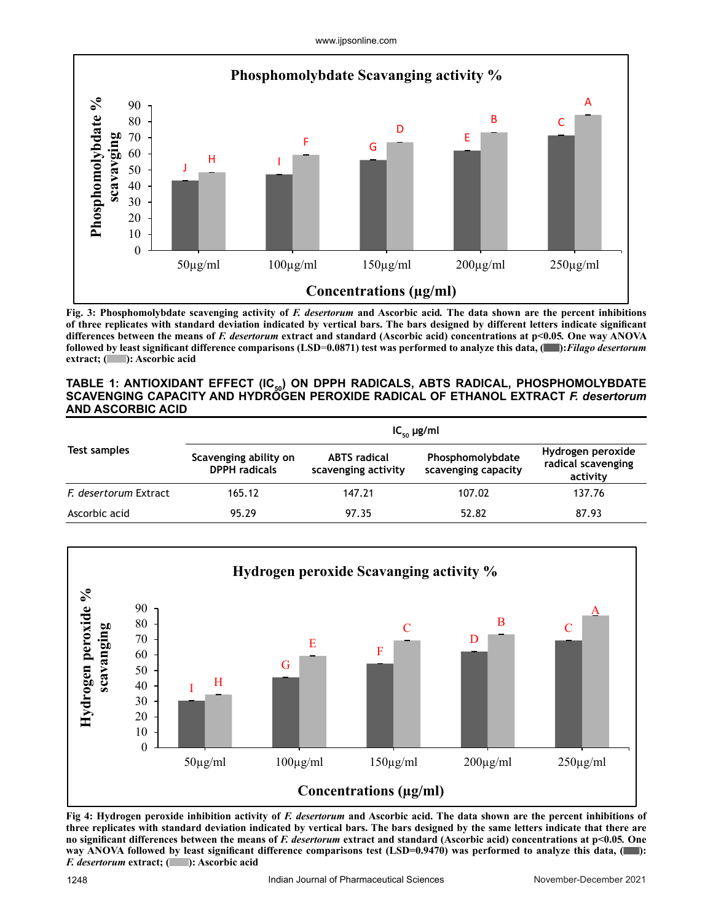Fig. 3: Phosphomolybdate scavenging activity of *F. desertorum* and Ascorbic acid. The data shown are the percent inhibitions of three replicates with standard deviation indicated by vertical bars. The bars designed by different letters indicate significant differences between the means of *F. desertorum* extract and standard (Ascorbic acid) concentrations at p<0.05. One way ANOVA followed by least significant difference comparisons (LSD=0.0871) test was performed to analyze this data, ( ): *Filago desertorum* extract; ( ): Ascorbic acid

**TABLE 1: ANTIOXIDANT EFFECT ($IC_{50}$) ON DPPH RADICALS, ABTS RADICAL, PHOSPHOMOLYBDATE SCAVENGING CAPACITY AND HYDROGEN PEROXIDE RADICAL OF ETHANOL EXTRACT *F. desertorum* AND ASCORBIC ACID**

| Test samples | $IC_{50}$ µg/ml | | | |
|---|---|---|---|---|
| | Scavenging ability on DPPH radicals | ABTS radical scavenging activity | Phosphomolybdate scavenging capacity | Hydrogen peroxide radical scavenging activity |
| *F. desertorum* Extract | 165.12 | 147.21 | 107.02 | 137.76 |
| Ascorbic acid | 95.29 | 97.35 | 52.82 | 87.93 |

Fig 4: Hydrogen peroxide inhibition activity of *F. desertorum* and Ascorbic acid. The data shown are the percent inhibitions of three replicates with standard deviation indicated by vertical bars. The bars designed by the same letters indicate that there are no significant differences between the means of *F. desertorum* extract and standard (Ascorbic acid) concentrations at p<0.05. One way ANOVA followed by least significant difference comparisons test (LSD=0.9470) was performed to analyze this data, ( ): *F. desertorum* extract; ( ): Ascorbic acid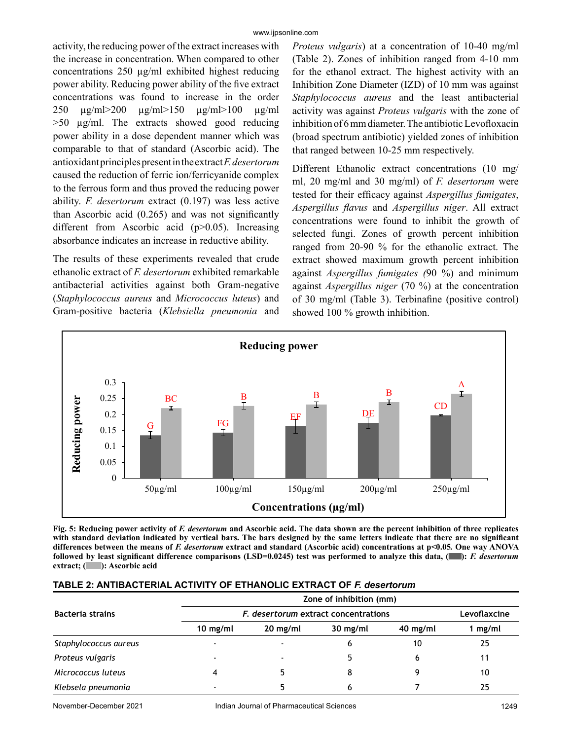activity, the reducing power of the extract increases with the increase in concentration. When compared to other concentrations 250 µg/ml exhibited highest reducing power ability. Reducing power ability of the five extract concentrations was found to increase in the order 250 µg/ml>200 µg/ml>150 µg/ml>100 µg/ml >50 µg/ml. The extracts showed good reducing power ability in a dose dependent manner which was comparable to that of standard (Ascorbic acid). The antioxidant principles present in the extract *F. desertorum* caused the reduction of ferric ion/ferricyanide complex to the ferrous form and thus proved the reducing power ability. *F. desertorum* extract (0.197) was less active than Ascorbic acid (0.265) and was not significantly different from Ascorbic acid ($p>0.05$). Increasing absorbance indicates an increase in reductive ability.

The results of these experiments revealed that crude ethanolic extract of *F. desertorum* exhibited remarkable antibacterial activities against both Gram-negative (*Staphylococcus aureus* and *Micrococcus luteus*) and Gram-positive bacteria (*Klebsiella pneumonia* and *Proteus vulgaris*) at a concentration of 10-40 mg/ml (Table 2). Zones of inhibition ranged from 4-10 mm for the ethanol extract. The highest activity with an Inhibition Zone Diameter (IZD) of 10 mm was against *Staphylococcus aureus* and the least antibacterial activity was against *Proteus vulgaris* with the zone of inhibition of 6 mm diameter. The antibiotic Levofloxacin (broad spectrum antibiotic) yielded zones of inhibition that ranged between 10-25 mm respectively.

Different Ethanolic extract concentrations (10 mg/ml, 20 mg/ml and 30 mg/ml) of *F. desertorum* were tested for their efficacy against *Aspergillus fumigates*, *Aspergillus flavus* and *Aspergillus niger*. All extract concentrations were found to inhibit the growth of selected fungi. Zones of growth percent inhibition ranged from 20-90 % for the ethanolic extract. The extract showed maximum growth percent inhibition against *Aspergillus fumigates (*90 %) and minimum against *Aspergillus niger* (70 %) at the concentration of 30 mg/ml (Table 3). Terbinafine (positive control) showed 100 % growth inhibition.

**Fig. 5: Reducing power activity of *F. desertorum* and Ascorbic acid. The data shown are the percent inhibition of three replicates with standard deviation indicated by vertical bars. The bars designed by the same letters indicate that there are no significant differences between the means of *F. desertorum* extract and standard (Ascorbic acid) concentrations at $p<0.05$. One way ANOVA followed by least significant difference comparisons (LSD=0.0245) test was performed to analyze this data, (■): *F. desertorum* extract; (■): Ascorbic acid**

**TABLE 2: ANTIBACTERIAL ACTIVITY OF ETHANOLIC EXTRACT OF *F. desertorum***

| Bacteria strains | Zone of inhibition (mm) | | | | |
|---|---|---|---|---|---|
| | *F. desertorum* extract concentrations | | | | Levoflaxcine |
| | 10 mg/ml | 20 mg/ml | 30 mg/ml | 40 mg/ml | 1 mg/ml |
| *Staphylococcus aureus* | - | - | 6 | 10 | 25 |
| *Proteus vulgaris* | - | - | 5 | 6 | 11 |
| *Micrococcus luteus* | 4 | 5 | 8 | 9 | 10 |
| *Klebsela pneumonia* | - | 5 | 6 | 7 | 25 |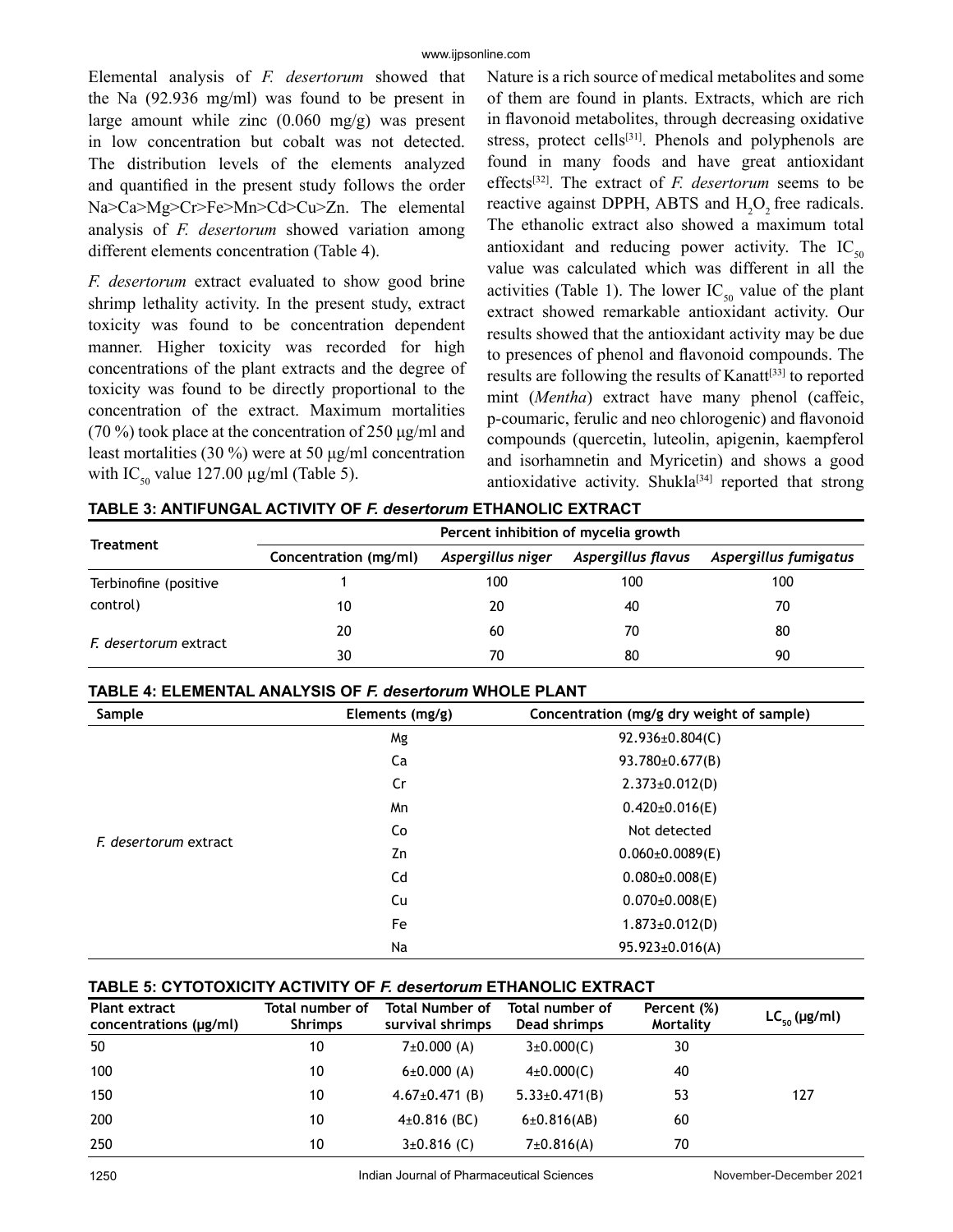Elemental analysis of *F. desertorum* showed that the Na (92.936 mg/ml) was found to be present in large amount while zinc (0.060 mg/g) was present in low concentration but cobalt was not detected. The distribution levels of the elements analyzed and quantified in the present study follows the order Na>Ca>Mg>Cr>Fe>Mn>Cd>Cu>Zn. The elemental analysis of *F. desertorum* showed variation among different elements concentration (Table 4).

*F. desertorum* extract evaluated to show good brine shrimp lethality activity. In the present study, extract toxicity was found to be concentration dependent manner. Higher toxicity was recorded for high concentrations of the plant extracts and the degree of toxicity was found to be directly proportional to the concentration of the extract. Maximum mortalities (70 %) took place at the concentration of 250 μg/ml and least mortalities (30 %) were at 50 μg/ml concentration with $IC_{50}$ value 127.00 μg/ml (Table 5).

Nature is a rich source of medical metabolites and some of them are found in plants. Extracts, which are rich in flavonoid metabolites, through decreasing oxidative stress, protect cells[31]. Phenols and polyphenols are found in many foods and have great antioxidant effects[32]. The extract of *F. desertorum* seems to be reactive against DPPH, ABTS and $H_2O_2$ free radicals. The ethanolic extract also showed a maximum total antioxidant and reducing power activity. The $IC_{50}$ value was calculated which was different in all the activities (Table 1). The lower $IC_{50}$ value of the plant extract showed remarkable antioxidant activity. Our results showed that the antioxidant activity may be due to presences of phenol and flavonoid compounds. The results are following the results of Kanatt[33] to reported mint (*Mentha*) extract have many phenol (caffeic, p-coumaric, ferulic and neo chlorogenic) and flavonoid compounds (quercetin, luteolin, apigenin, kaempferol and isorhamnetin and Myricetin) and shows a good antioxidative activity. Shukla[34] reported that strong

**TABLE 3: ANTIFUNGAL ACTIVITY OF *F. desertorum* ETHANOLIC EXTRACT**

| Treatment | Percent inhibition of mycelia growth | | | |
|---|---|---|---|---|
| | Concentration (mg/ml) | *Aspergillus niger* | *Aspergillus flavus* | *Aspergillus fumigatus* |
| Terbinofine (positive control) | 1 | 100 | 100 | 100 |
| | 10 | 20 | 40 | 70 |
| *F. desertorum* extract | 20 | 60 | 70 | 80 |
| | 30 | 70 | 80 | 90 |

**TABLE 4: ELEMENTAL ANALYSIS OF *F. desertorum* WHOLE PLANT**

| Sample | Elements (mg/g) | Concentration (mg/g dry weight of sample) |
|---|---|---|
| *F. desertorum* extract | Mg | 92.936±0.804(C) |
| | Ca | 93.780±0.677(B) |
| | Cr | 2.373±0.012(D) |
| | Mn | 0.420±0.016(E) |
| | Co | Not detected |
| | Zn | 0.060±0.0089(E) |
| | Cd | 0.080±0.008(E) |
| | Cu | 0.070±0.008(E) |
| | Fe | 1.873±0.012(D) |
| | Na | 95.923±0.016(A) |

**TABLE 5: CYTOTOXICITY ACTIVITY OF *F. desertorum* ETHANOLIC EXTRACT**

| Plant extract concentrations (μg/ml) | Total number of Shrimps | Total Number of survival shrimps | Total number of Dead shrimps | Percent (%) Mortality | $LC_{50}$ (μg/ml) |
|---|---|---|---|---|---|
| 50 | 10 | 7±0.000 (A) | 3±0.000(C) | 30 | |
| 100 | 10 | 6±0.000 (A) | 4±0.000(C) | 40 | |
| 150 | 10 | 4.67±0.471 (B) | 5.33±0.471(B) | 53 | 127 |
| 200 | 10 | 4±0.816 (BC) | 6±0.816(AB) | 60 | |
| 250 | 10 | 3±0.816 (C) | 7±0.816(A) | 70 | |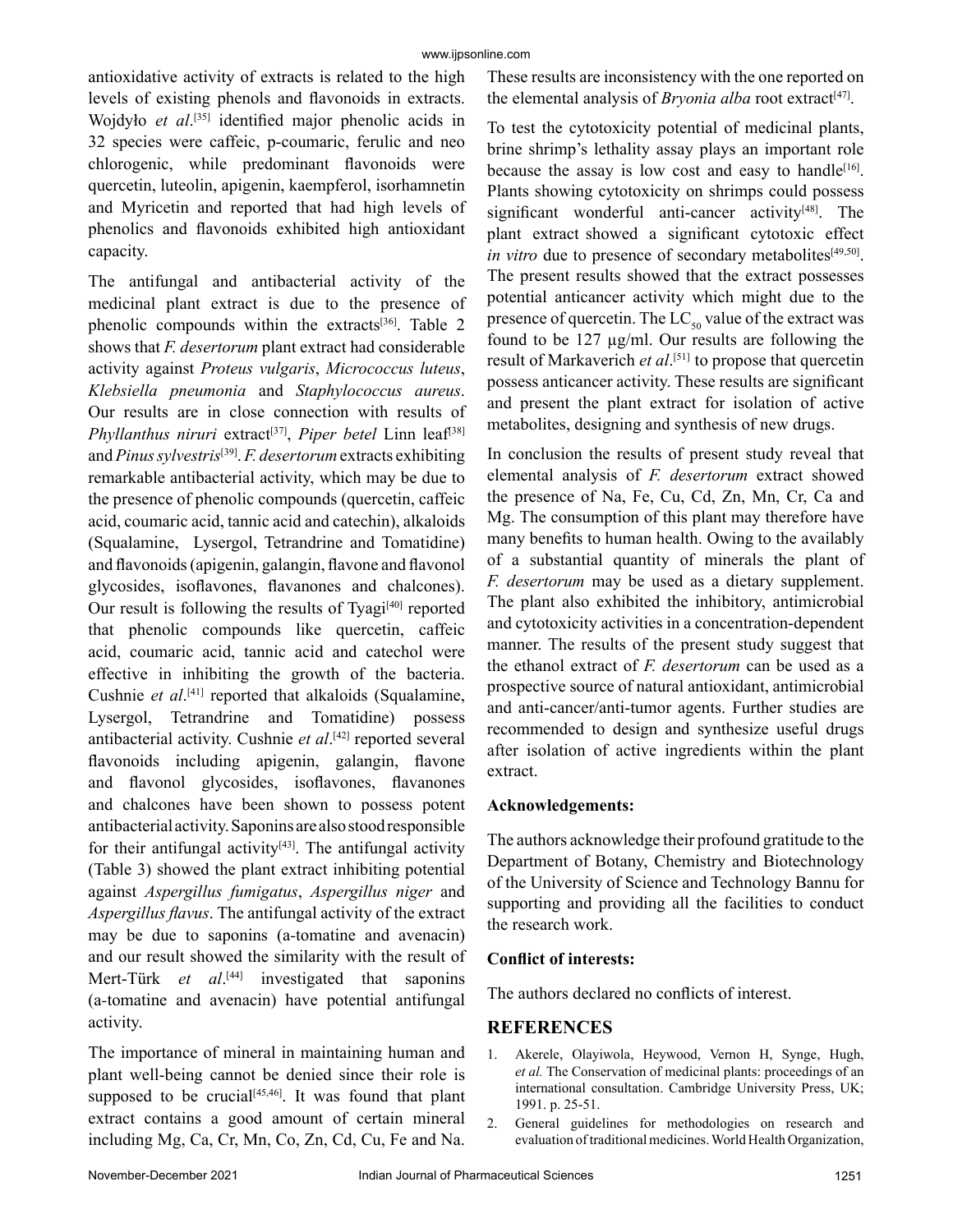antioxidative activity of extracts is related to the high levels of existing phenols and flavonoids in extracts. Wojdyło *et al*.[35] identified major phenolic acids in 32 species were caffeic, p-coumaric, ferulic and neo chlorogenic, while predominant flavonoids were quercetin, luteolin, apigenin, kaempferol, isorhamnetin and Myricetin and reported that had high levels of phenolics and flavonoids exhibited high antioxidant capacity.

The antifungal and antibacterial activity of the medicinal plant extract is due to the presence of phenolic compounds within the extracts[36]. Table 2 shows that *F. desertorum* plant extract had considerable activity against *Proteus vulgaris*, *Micrococcus luteus*, *Klebsiella pneumonia* and *Staphylococcus aureus*. Our results are in close connection with results of *Phyllanthus niruri* extract[37], *Piper betel* Linn leaf[38] and *Pinus sylvestris*[39]. *F. desertorum* extracts exhibiting remarkable antibacterial activity, which may be due to the presence of phenolic compounds (quercetin, caffeic acid, coumaric acid, tannic acid and catechin), alkaloids (Squalamine, Lysergol, Tetrandrine and Tomatidine) and flavonoids (apigenin, galangin, flavone and flavonol glycosides, isoflavones, flavanones and chalcones). Our result is following the results of Tyagi[40] reported that phenolic compounds like quercetin, caffeic acid, coumaric acid, tannic acid and catechol were effective in inhibiting the growth of the bacteria. Cushnie *et al*.[41] reported that alkaloids (Squalamine, Lysergol, Tetrandrine and Tomatidine) possess antibacterial activity. Cushnie *et al*.[42] reported several flavonoids including apigenin, galangin, flavone and flavonol glycosides, isoflavones, flavanones and chalcones have been shown to possess potent antibacterial activity. Saponins are also stood responsible for their antifungal activity[43]. The antifungal activity (Table 3) showed the plant extract inhibiting potential against *Aspergillus fumigatus*, *Aspergillus niger* and *Aspergillus flavus*. The antifungal activity of the extract may be due to saponins (a-tomatine and avenacin) and our result showed the similarity with the result of Mert-Türk *et al*.[44] investigated that saponins (a-tomatine and avenacin) have potential antifungal activity.

The importance of mineral in maintaining human and plant well-being cannot be denied since their role is supposed to be crucial[45,46]. It was found that plant extract contains a good amount of certain mineral including Mg, Ca, Cr, Mn, Co, Zn, Cd, Cu, Fe and Na. These results are inconsistency with the one reported on the elemental analysis of *Bryonia alba* root extract[47].

To test the cytotoxicity potential of medicinal plants, brine shrimp's lethality assay plays an important role because the assay is low cost and easy to handle[16]. Plants showing cytotoxicity on shrimps could possess significant wonderful anti-cancer activity[48]. The plant extract showed a significant cytotoxic effect *in vitro* due to presence of secondary metabolites[49,50]. The present results showed that the extract possesses potential anticancer activity which might due to the presence of quercetin. The $LC_{50}$ value of the extract was found to be 127 µg/ml. Our results are following the result of Markaverich *et al*.[51] to propose that quercetin possess anticancer activity. These results are significant and present the plant extract for isolation of active metabolites, designing and synthesis of new drugs.

In conclusion the results of present study reveal that elemental analysis of *F. desertorum* extract showed the presence of Na, Fe, Cu, Cd, Zn, Mn, Cr, Ca and Mg. The consumption of this plant may therefore have many benefits to human health. Owing to the availably of a substantial quantity of minerals the plant of *F. desertorum* may be used as a dietary supplement. The plant also exhibited the inhibitory, antimicrobial and cytotoxicity activities in a concentration-dependent manner. The results of the present study suggest that the ethanol extract of *F. desertorum* can be used as a prospective source of natural antioxidant, antimicrobial and anti-cancer/anti-tumor agents. Further studies are recommended to design and synthesize useful drugs after isolation of active ingredients within the plant extract.

**Acknowledgements:**

The authors acknowledge their profound gratitude to the Department of Botany, Chemistry and Biotechnology of the University of Science and Technology Bannu for supporting and providing all the facilities to conduct the research work.

**Conflict of interests:**

The authors declared no conflicts of interest.

## REFERENCES

1. Akerele, Olayiwola, Heywood, Vernon H, Synge, Hugh, *et al.* The Conservation of medicinal plants: proceedings of an international consultation. Cambridge University Press, UK; 1991. p. 25-51.
2. General guidelines for methodologies on research and evaluation of traditional medicines. World Health Organization,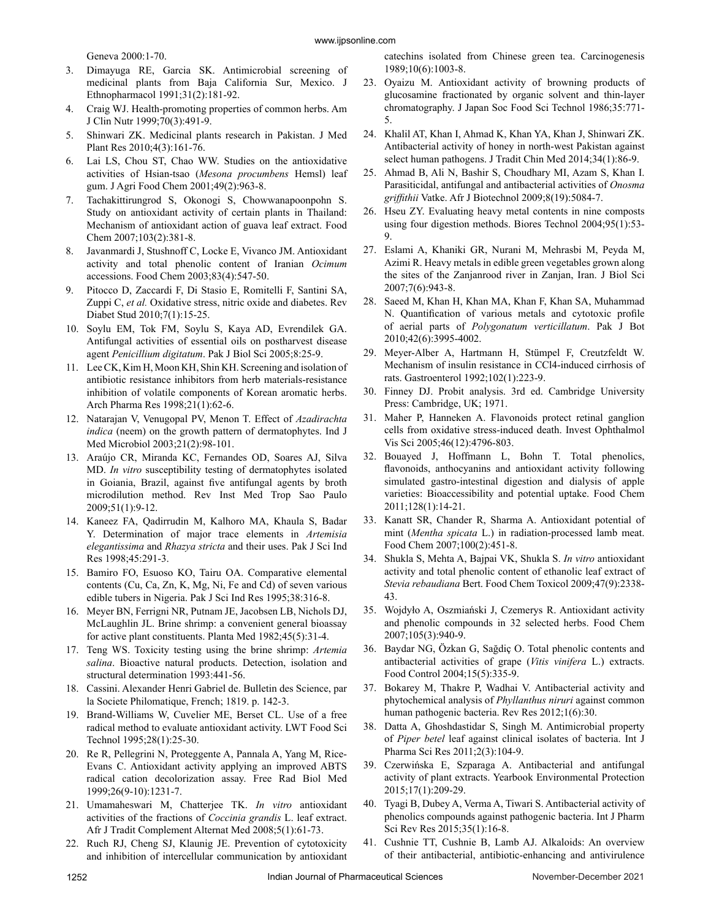Geneva 2000:1-70.

3. Dimayuga RE, Garcia SK. Antimicrobial screening of medicinal plants from Baja California Sur, Mexico. J Ethnopharmacol 1991;31(2):181-92.
4. Craig WJ. Health-promoting properties of common herbs. Am J Clin Nutr 1999;70(3):491-9.
5. Shinwari ZK. Medicinal plants research in Pakistan. J Med Plant Res 2010;4(3):161-76.
6. Lai LS, Chou ST, Chao WW. Studies on the antioxidative activities of Hsian-tsao (*Mesona procumbens* Hemsl) leaf gum. J Agri Food Chem 2001;49(2):963-8.
7. Tachakittirungrod S, Okonogi S, Chowwanapoonpohn S. Study on antioxidant activity of certain plants in Thailand: Mechanism of antioxidant action of guava leaf extract. Food Chem 2007;103(2):381-8.
8. Javanmardi J, Stushnoff C, Locke E, Vivanco JM. Antioxidant activity and total phenolic content of Iranian *Ocimum* accessions. Food Chem 2003;83(4):547-50.
9. Pitocco D, Zaccardi F, Di Stasio E, Romitelli F, Santini SA, Zuppi C, *et al.* Oxidative stress, nitric oxide and diabetes. Rev Diabet Stud 2010;7(1):15-25.
10. Soylu EM, Tok FM, Soylu S, Kaya AD, Evrendilek GA. Antifungal activities of essential oils on postharvest disease agent *Penicillium digitatum*. Pak J Biol Sci 2005;8:25-9.
11. Lee CK, Kim H, Moon KH, Shin KH. Screening and isolation of antibiotic resistance inhibitors from herb materials-resistance inhibition of volatile components of Korean aromatic herbs. Arch Pharma Res 1998;21(1):62-6.
12. Natarajan V, Venugopal PV, Menon T. Effect of *Azadirachta indica* (neem) on the growth pattern of dermatophytes. Ind J Med Microbiol 2003;21(2):98-101.
13. Araújo CR, Miranda KC, Fernandes OD, Soares AJ, Silva MD. *In vitro* susceptibility testing of dermatophytes isolated in Goiania, Brazil, against five antifungal agents by broth microdilution method. Rev Inst Med Trop Sao Paulo 2009;51(1):9-12.
14. Kaneez FA, Qadirrudin M, Kalhoro MA, Khaula S, Badar Y. Determination of major trace elements in *Artemisia elegantissima* and *Rhazya stricta* and their uses. Pak J Sci Ind Res 1998;45:291-3.
15. Bamiro FO, Esuoso KO, Tairu OA. Comparative elemental contents (Cu, Ca, Zn, K, Mg, Ni, Fe and Cd) of seven various edible tubers in Nigeria. Pak J Sci Ind Res 1995;38:316-8.
16. Meyer BN, Ferrigni NR, Putnam JE, Jacobsen LB, Nichols DJ, McLaughlin JL. Brine shrimp: a convenient general bioassay for active plant constituents. Planta Med 1982;45(5):31-4.
17. Teng WS. Toxicity testing using the brine shrimp: *Artemia salina*. Bioactive natural products. Detection, isolation and structural determination 1993:441-56.
18. Cassini. Alexander Henri Gabriel de. Bulletin des Science, par la Societe Philomatique, French; 1819. p. 142-3.
19. Brand-Williams W, Cuvelier ME, Berset CL. Use of a free radical method to evaluate antioxidant activity. LWT Food Sci Technol 1995;28(1):25-30.
20. Re R, Pellegrini N, Proteggente A, Pannala A, Yang M, Rice-Evans C. Antioxidant activity applying an improved ABTS radical cation decolorization assay. Free Rad Biol Med 1999;26(9-10):1231-7.
21. Umamaheswari M, Chatterjee TK. *In vitro* antioxidant activities of the fractions of *Coccinia grandis* L. leaf extract. Afr J Tradit Complement Alternat Med 2008;5(1):61-73.
22. Ruch RJ, Cheng SJ, Klaunig JE. Prevention of cytotoxicity and inhibition of intercellular communication by antioxidant catechins isolated from Chinese green tea. Carcinogenesis 1989;10(6):1003-8.
23. Oyaizu M. Antioxidant activity of browning products of glucosamine fractionated by organic solvent and thin-layer chromatography. J Japan Soc Food Sci Technol 1986;35:771-5.
24. Khalil AT, Khan I, Ahmad K, Khan YA, Khan J, Shinwari ZK. Antibacterial activity of honey in north-west Pakistan against select human pathogens. J Tradit Chin Med 2014;34(1):86-9.
25. Ahmad B, Ali N, Bashir S, Choudhary MI, Azam S, Khan I. Parasiticidal, antifungal and antibacterial activities of *Onosma griffithii* Vatke. Afr J Biotechnol 2009;8(19):5084-7.
26. Hseu ZY. Evaluating heavy metal contents in nine composts using four digestion methods. Biores Technol 2004;95(1):53-9.
27. Eslami A, Khaniki GR, Nurani M, Mehrasbi M, Peyda M, Azimi R. Heavy metals in edible green vegetables grown along the sites of the Zanjanrood river in Zanjan, Iran. J Biol Sci 2007;7(6):943-8.
28. Saeed M, Khan H, Khan MA, Khan F, Khan SA, Muhammad N. Quantification of various metals and cytotoxic profile of aerial parts of *Polygonatum verticillatum*. Pak J Bot 2010;42(6):3995-4002.
29. Meyer-Alber A, Hartmann H, Stümpel F, Creutzfeldt W. Mechanism of insulin resistance in CCl4-induced cirrhosis of rats. Gastroenterol 1992;102(1):223-9.
30. Finney DJ. Probit analysis. 3rd ed. Cambridge University Press: Cambridge, UK; 1971.
31. Maher P, Hanneken A. Flavonoids protect retinal ganglion cells from oxidative stress-induced death. Invest Ophthalmol Vis Sci 2005;46(12):4796-803.
32. Bouayed J, Hoffmann L, Bohn T. Total phenolics, flavonoids, anthocyanins and antioxidant activity following simulated gastro-intestinal digestion and dialysis of apple varieties: Bioaccessibility and potential uptake. Food Chem 2011;128(1):14-21.
33. Kanatt SR, Chander R, Sharma A. Antioxidant potential of mint (*Mentha spicata* L.) in radiation-processed lamb meat. Food Chem 2007;100(2):451-8.
34. Shukla S, Mehta A, Bajpai VK, Shukla S. *In vitro* antioxidant activity and total phenolic content of ethanolic leaf extract of *Stevia rebaudiana* Bert. Food Chem Toxicol 2009;47(9):2338-43.
35. Wojdyło A, Oszmiański J, Czemerys R. Antioxidant activity and phenolic compounds in 32 selected herbs. Food Chem 2007;105(3):940-9.
36. Baydar NG, Özkan G, Sağdiç O. Total phenolic contents and antibacterial activities of grape (*Vitis vinifera* L.) extracts. Food Control 2004;15(5):335-9.
37. Bokarey M, Thakre P, Wadhai V. Antibacterial activity and phytochemical analysis of *Phyllanthus niruri* against common human pathogenic bacteria. Rev Res 2012;1(6):30.
38. Datta A, Ghoshdastidar S, Singh M. Antimicrobial property of *Piper betel* leaf against clinical isolates of bacteria. Int J Pharma Sci Res 2011;2(3):104-9.
39. Czerwińska E, Szparaga A. Antibacterial and antifungal activity of plant extracts. Yearbook Environmental Protection 2015;17(1):209-29.
40. Tyagi B, Dubey A, Verma A, Tiwari S. Antibacterial activity of phenolics compounds against pathogenic bacteria. Int J Pharm Sci Rev Res 2015;35(1):16-8.
41. Cushnie TT, Cushnie B, Lamb AJ. Alkaloids: An overview of their antibacterial, antibiotic-enhancing and antivirulence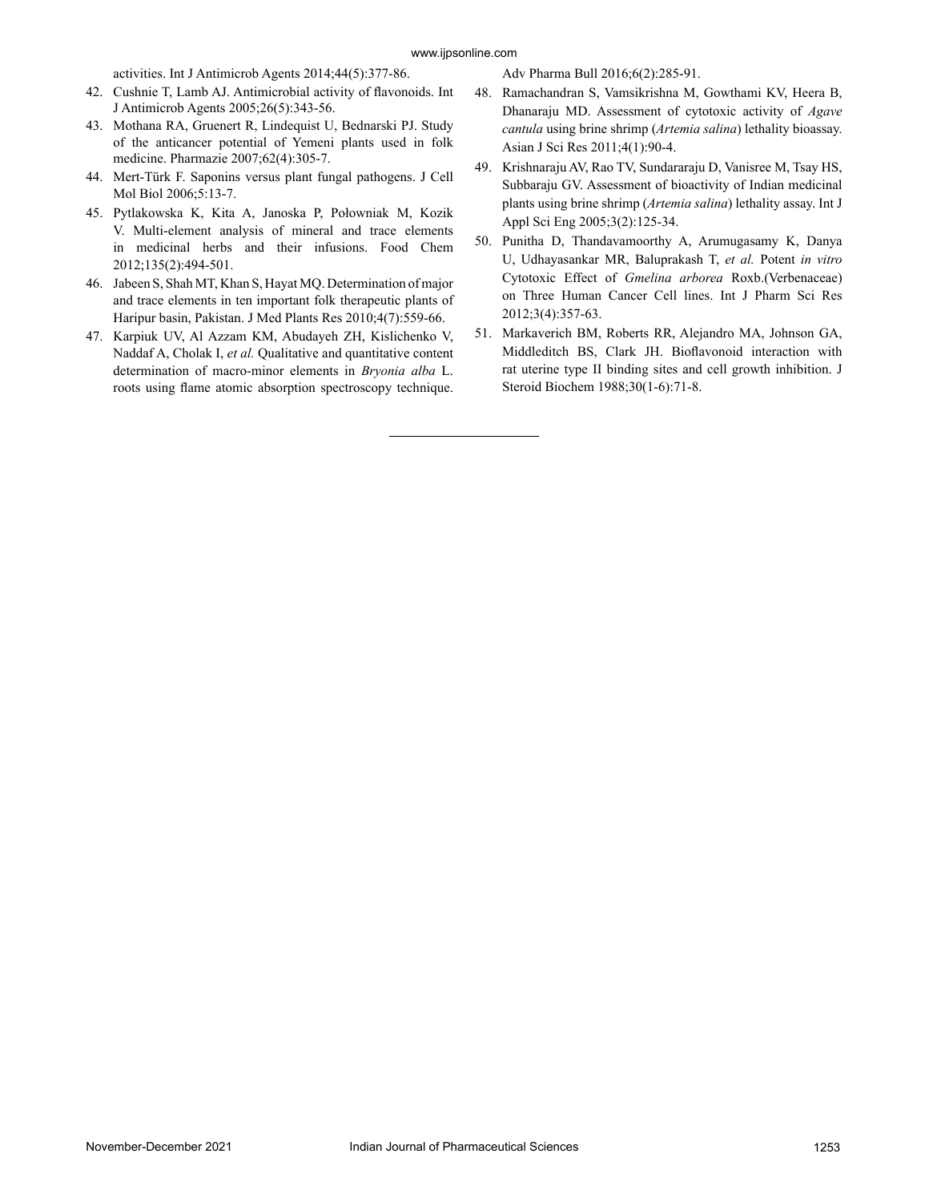activities. Int J Antimicrob Agents 2014;44(5):377-86.

42. Cushnie T, Lamb AJ. Antimicrobial activity of flavonoids. Int J Antimicrob Agents 2005;26(5):343-56.
43. Mothana RA, Gruenert R, Lindequist U, Bednarski PJ. Study of the anticancer potential of Yemeni plants used in folk medicine. Pharmazie 2007;62(4):305-7.
44. Mert-Türk F. Saponins versus plant fungal pathogens. J Cell Mol Biol 2006;5:13-7.
45. Pytlakowska K, Kita A, Janoska P, Połowniak M, Kozik V. Multi-element analysis of mineral and trace elements in medicinal herbs and their infusions. Food Chem 2012;135(2):494-501.
46. Jabeen S, Shah MT, Khan S, Hayat MQ. Determination of major and trace elements in ten important folk therapeutic plants of Haripur basin, Pakistan. J Med Plants Res 2010;4(7):559-66.
47. Karpiuk UV, Al Azzam KM, Abudayeh ZH, Kislichenko V, Naddaf A, Cholak I, *et al.* Qualitative and quantitative content determination of macro-minor elements in *Bryonia alba* L. roots using flame atomic absorption spectroscopy technique. Adv Pharma Bull 2016;6(2):285-91.
48. Ramachandran S, Vamsikrishna M, Gowthami KV, Heera B, Dhanaraju MD. Assessment of cytotoxic activity of *Agave cantula* using brine shrimp (*Artemia salina*) lethality bioassay. Asian J Sci Res 2011;4(1):90-4.
49. Krishnaraju AV, Rao TV, Sundararaju D, Vanisree M, Tsay HS, Subbaraju GV. Assessment of bioactivity of Indian medicinal plants using brine shrimp (*Artemia salina*) lethality assay. Int J Appl Sci Eng 2005;3(2):125-34.
50. Punitha D, Thandavamoorthy A, Arumugasamy K, Danya U, Udhayasankar MR, Baluprakash T, *et al.* Potent *in vitro* Cytotoxic Effect of *Gmelina arborea* Roxb.(Verbenaceae) on Three Human Cancer Cell lines. Int J Pharm Sci Res 2012;3(4):357-63.
51. Markaverich BM, Roberts RR, Alejandro MA, Johnson GA, Middleditch BS, Clark JH. Bioflavonoid interaction with rat uterine type II binding sites and cell growth inhibition. J Steroid Biochem 1988;30(1-6):71-8.